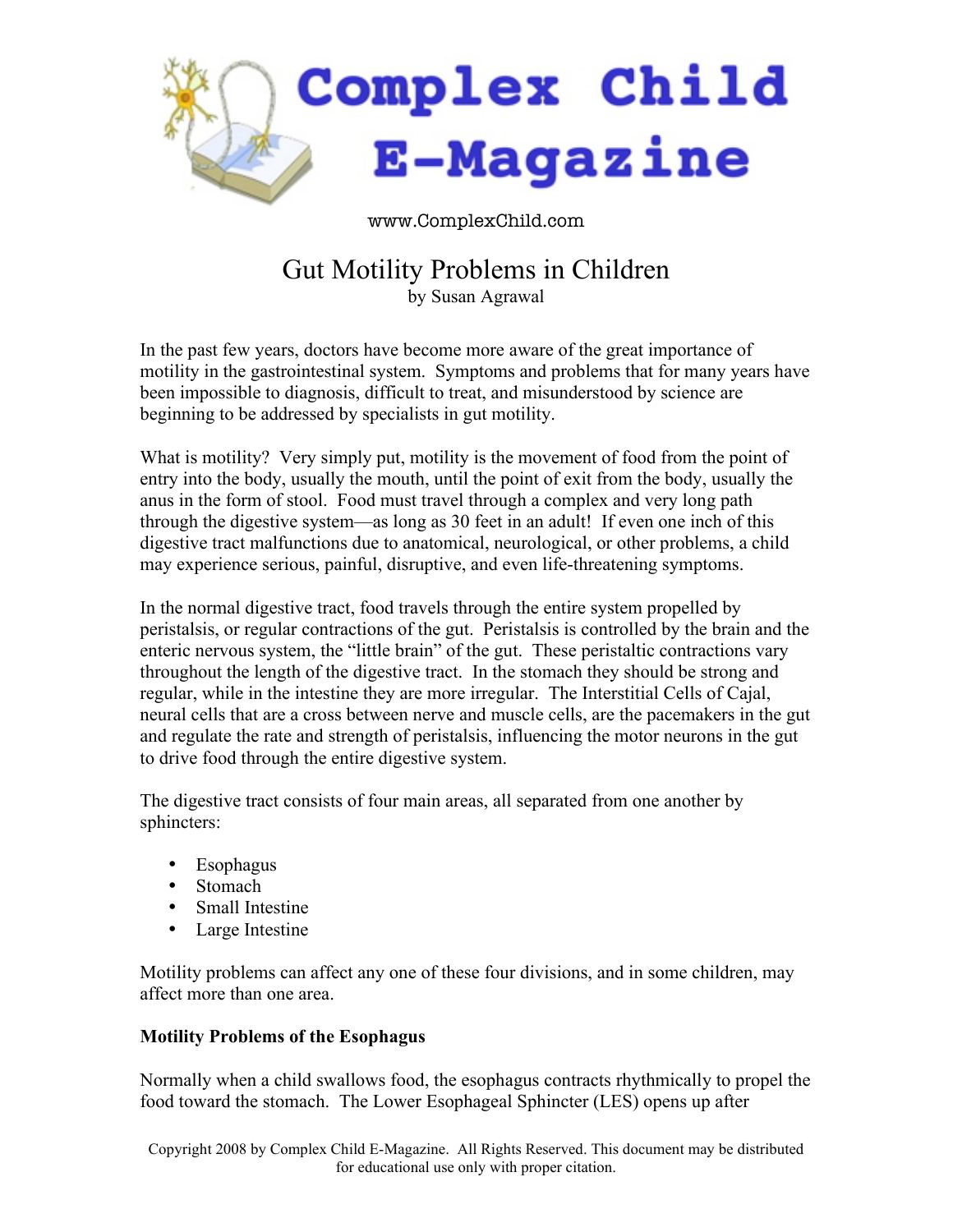# Complex Child E-Magazine

www.ComplexChild.com

## Gut Motility Problems in Children

by Susan Agrawal

In the past few years, doctors have become more aware of the great importance of motility in the gastrointestinal system. Symptoms and problems that for many years have been impossible to diagnosis, difficult to treat, and misunderstood by science are beginning to be addressed by specialists in gut motility.

What is motility? Very simply put, motility is the movement of food from the point of entry into the body, usually the mouth, until the point of exit from the body, usually the anus in the form of stool. Food must travel through a complex and very long path through the digestive system—as long as 30 feet in an adult! If even one inch of this digestive tract malfunctions due to anatomical, neurological, or other problems, a child may experience serious, painful, disruptive, and even life-threatening symptoms.

In the normal digestive tract, food travels through the entire system propelled by peristalsis, or regular contractions of the gut. Peristalsis is controlled by the brain and the enteric nervous system, the "little brain" of the gut. These peristaltic contractions vary throughout the length of the digestive tract. In the stomach they should be strong and regular, while in the intestine they are more irregular. The Interstitial Cells of Cajal, neural cells that are a cross between nerve and muscle cells, are the pacemakers in the gut and regulate the rate and strength of peristalsis, influencing the motor neurons in the gut to drive food through the entire digestive system.

The digestive tract consists of four main areas, all separated from one another by sphincters:

- Esophagus
- Stomach
- Small Intestine
- Large Intestine

Motility problems can affect any one of these four divisions, and in some children, may affect more than one area.

**Motility Problems of the Esophagus**

Normally when a child swallows food, the esophagus contracts rhythmically to propel the food toward the stomach. The Lower Esophageal Sphincter (LES) opens up after

Copyright 2008 by Complex Child E-Magazine. All Rights Reserved. This document may be distributed for educational use only with proper citation.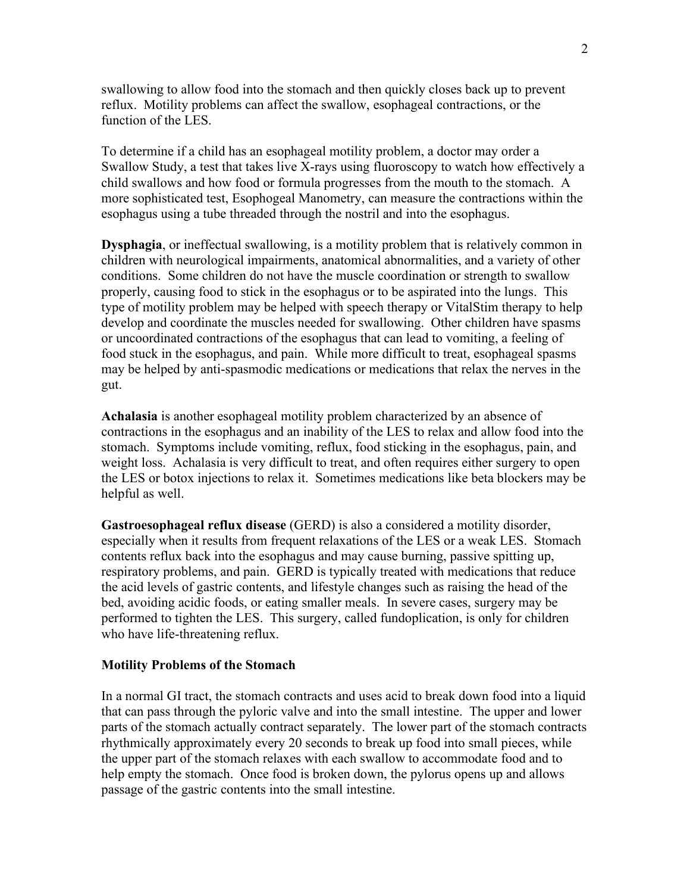swallowing to allow food into the stomach and then quickly closes back up to prevent reflux. Motility problems can affect the swallow, esophageal contractions, or the function of the LES.

To determine if a child has an esophageal motility problem, a doctor may order a Swallow Study, a test that takes live X-rays using fluoroscopy to watch how effectively a child swallows and how food or formula progresses from the mouth to the stomach. A more sophisticated test, Esophogeal Manometry, can measure the contractions within the esophagus using a tube threaded through the nostril and into the esophagus.

**Dysphagia**, or ineffectual swallowing, is a motility problem that is relatively common in children with neurological impairments, anatomical abnormalities, and a variety of other conditions. Some children do not have the muscle coordination or strength to swallow properly, causing food to stick in the esophagus or to be aspirated into the lungs. This type of motility problem may be helped with speech therapy or VitalStim therapy to help develop and coordinate the muscles needed for swallowing. Other children have spasms or uncoordinated contractions of the esophagus that can lead to vomiting, a feeling of food stuck in the esophagus, and pain. While more difficult to treat, esophageal spasms may be helped by anti-spasmodic medications or medications that relax the nerves in the gut.

**Achalasia** is another esophageal motility problem characterized by an absence of contractions in the esophagus and an inability of the LES to relax and allow food into the stomach. Symptoms include vomiting, reflux, food sticking in the esophagus, pain, and weight loss. Achalasia is very difficult to treat, and often requires either surgery to open the LES or botox injections to relax it. Sometimes medications like beta blockers may be helpful as well.

**Gastroesophageal reflux disease** (GERD) is also a considered a motility disorder, especially when it results from frequent relaxations of the LES or a weak LES. Stomach contents reflux back into the esophagus and may cause burning, passive spitting up, respiratory problems, and pain. GERD is typically treated with medications that reduce the acid levels of gastric contents, and lifestyle changes such as raising the head of the bed, avoiding acidic foods, or eating smaller meals. In severe cases, surgery may be performed to tighten the LES. This surgery, called fundoplication, is only for children who have life-threatening reflux.

### Motility Problems of the Stomach

In a normal GI tract, the stomach contracts and uses acid to break down food into a liquid that can pass through the pyloric valve and into the small intestine. The upper and lower parts of the stomach actually contract separately. The lower part of the stomach contracts rhythmically approximately every 20 seconds to break up food into small pieces, while the upper part of the stomach relaxes with each swallow to accommodate food and to help empty the stomach. Once food is broken down, the pylorus opens up and allows passage of the gastric contents into the small intestine.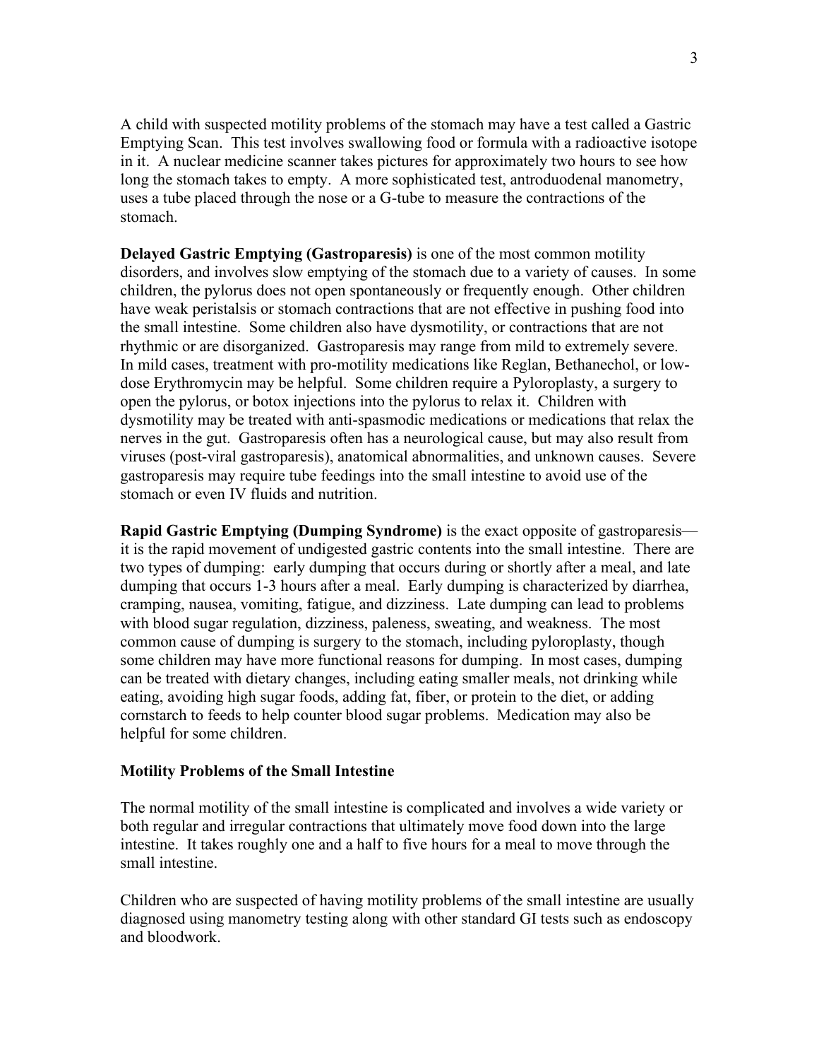A child with suspected motility problems of the stomach may have a test called a Gastric Emptying Scan. This test involves swallowing food or formula with a radioactive isotope in it. A nuclear medicine scanner takes pictures for approximately two hours to see how long the stomach takes to empty. A more sophisticated test, antroduodenal manometry, uses a tube placed through the nose or a G-tube to measure the contractions of the stomach.

**Delayed Gastric Emptying (Gastroparesis)** is one of the most common motility disorders, and involves slow emptying of the stomach due to a variety of causes. In some children, the pylorus does not open spontaneously or frequently enough. Other children have weak peristalsis or stomach contractions that are not effective in pushing food into the small intestine. Some children also have dysmotility, or contractions that are not rhythmic or are disorganized. Gastroparesis may range from mild to extremely severe. In mild cases, treatment with pro-motility medications like Reglan, Bethanechol, or low-dose Erythromycin may be helpful. Some children require a Pyloroplasty, a surgery to open the pylorus, or botox injections into the pylorus to relax it. Children with dysmotility may be treated with anti-spasmodic medications or medications that relax the nerves in the gut. Gastroparesis often has a neurological cause, but may also result from viruses (post-viral gastroparesis), anatomical abnormalities, and unknown causes. Severe gastroparesis may require tube feedings into the small intestine to avoid use of the stomach or even IV fluids and nutrition.

**Rapid Gastric Emptying (Dumping Syndrome)** is the exact opposite of gastroparesis—it is the rapid movement of undigested gastric contents into the small intestine. There are two types of dumping: early dumping that occurs during or shortly after a meal, and late dumping that occurs 1-3 hours after a meal. Early dumping is characterized by diarrhea, cramping, nausea, vomiting, fatigue, and dizziness. Late dumping can lead to problems with blood sugar regulation, dizziness, paleness, sweating, and weakness. The most common cause of dumping is surgery to the stomach, including pyloroplasty, though some children may have more functional reasons for dumping. In most cases, dumping can be treated with dietary changes, including eating smaller meals, not drinking while eating, avoiding high sugar foods, adding fat, fiber, or protein to the diet, or adding cornstarch to feeds to help counter blood sugar problems. Medication may also be helpful for some children.

### Motility Problems of the Small Intestine

The normal motility of the small intestine is complicated and involves a wide variety or both regular and irregular contractions that ultimately move food down into the large intestine. It takes roughly one and a half to five hours for a meal to move through the small intestine.

Children who are suspected of having motility problems of the small intestine are usually diagnosed using manometry testing along with other standard GI tests such as endoscopy and bloodwork.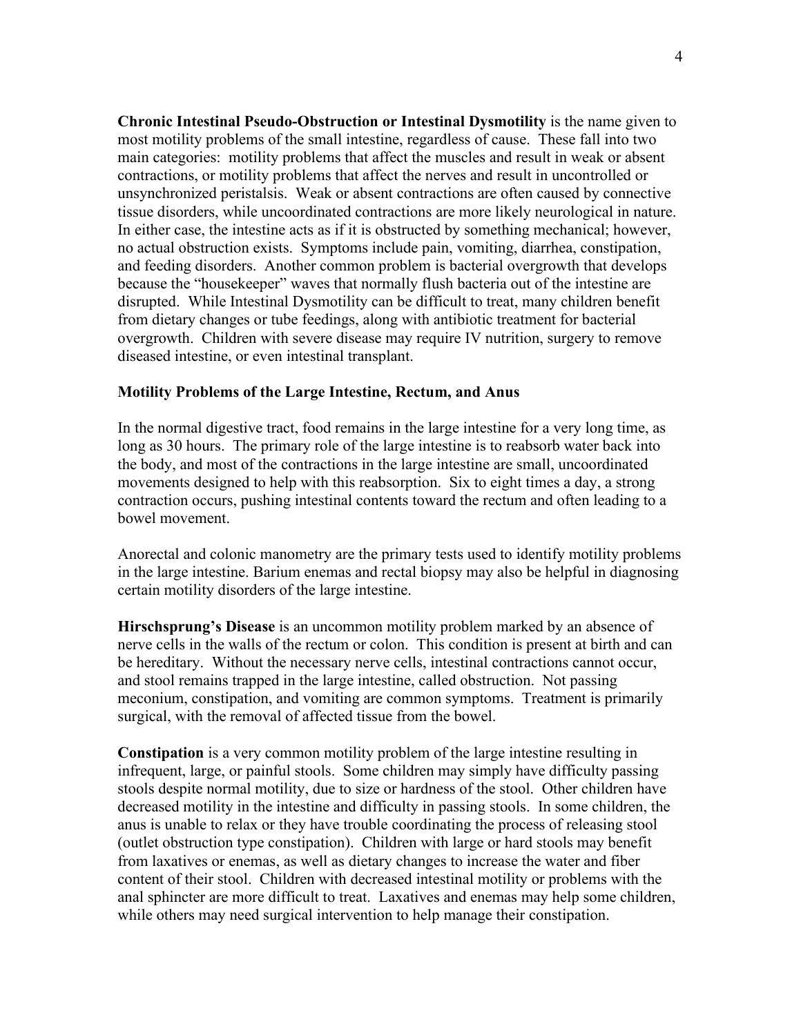**Chronic Intestinal Pseudo-Obstruction or Intestinal Dysmotility** is the name given to most motility problems of the small intestine, regardless of cause. These fall into two main categories: motility problems that affect the muscles and result in weak or absent contractions, or motility problems that affect the nerves and result in uncontrolled or unsynchronized peristalsis. Weak or absent contractions are often caused by connective tissue disorders, while uncoordinated contractions are more likely neurological in nature. In either case, the intestine acts as if it is obstructed by something mechanical; however, no actual obstruction exists. Symptoms include pain, vomiting, diarrhea, constipation, and feeding disorders. Another common problem is bacterial overgrowth that develops because the "housekeeper" waves that normally flush bacteria out of the intestine are disrupted. While Intestinal Dysmotility can be difficult to treat, many children benefit from dietary changes or tube feedings, along with antibiotic treatment for bacterial overgrowth. Children with severe disease may require IV nutrition, surgery to remove diseased intestine, or even intestinal transplant.

**Motility Problems of the Large Intestine, Rectum, and Anus**

In the normal digestive tract, food remains in the large intestine for a very long time, as long as 30 hours. The primary role of the large intestine is to reabsorb water back into the body, and most of the contractions in the large intestine are small, uncoordinated movements designed to help with this reabsorption. Six to eight times a day, a strong contraction occurs, pushing intestinal contents toward the rectum and often leading to a bowel movement.

Anorectal and colonic manometry are the primary tests used to identify motility problems in the large intestine. Barium enemas and rectal biopsy may also be helpful in diagnosing certain motility disorders of the large intestine.

**Hirschsprung's Disease** is an uncommon motility problem marked by an absence of nerve cells in the walls of the rectum or colon. This condition is present at birth and can be hereditary. Without the necessary nerve cells, intestinal contractions cannot occur, and stool remains trapped in the large intestine, called obstruction. Not passing meconium, constipation, and vomiting are common symptoms. Treatment is primarily surgical, with the removal of affected tissue from the bowel.

**Constipation** is a very common motility problem of the large intestine resulting in infrequent, large, or painful stools. Some children may simply have difficulty passing stools despite normal motility, due to size or hardness of the stool. Other children have decreased motility in the intestine and difficulty in passing stools. In some children, the anus is unable to relax or they have trouble coordinating the process of releasing stool (outlet obstruction type constipation). Children with large or hard stools may benefit from laxatives or enemas, as well as dietary changes to increase the water and fiber content of their stool. Children with decreased intestinal motility or problems with the anal sphincter are more difficult to treat. Laxatives and enemas may help some children, while others may need surgical intervention to help manage their constipation.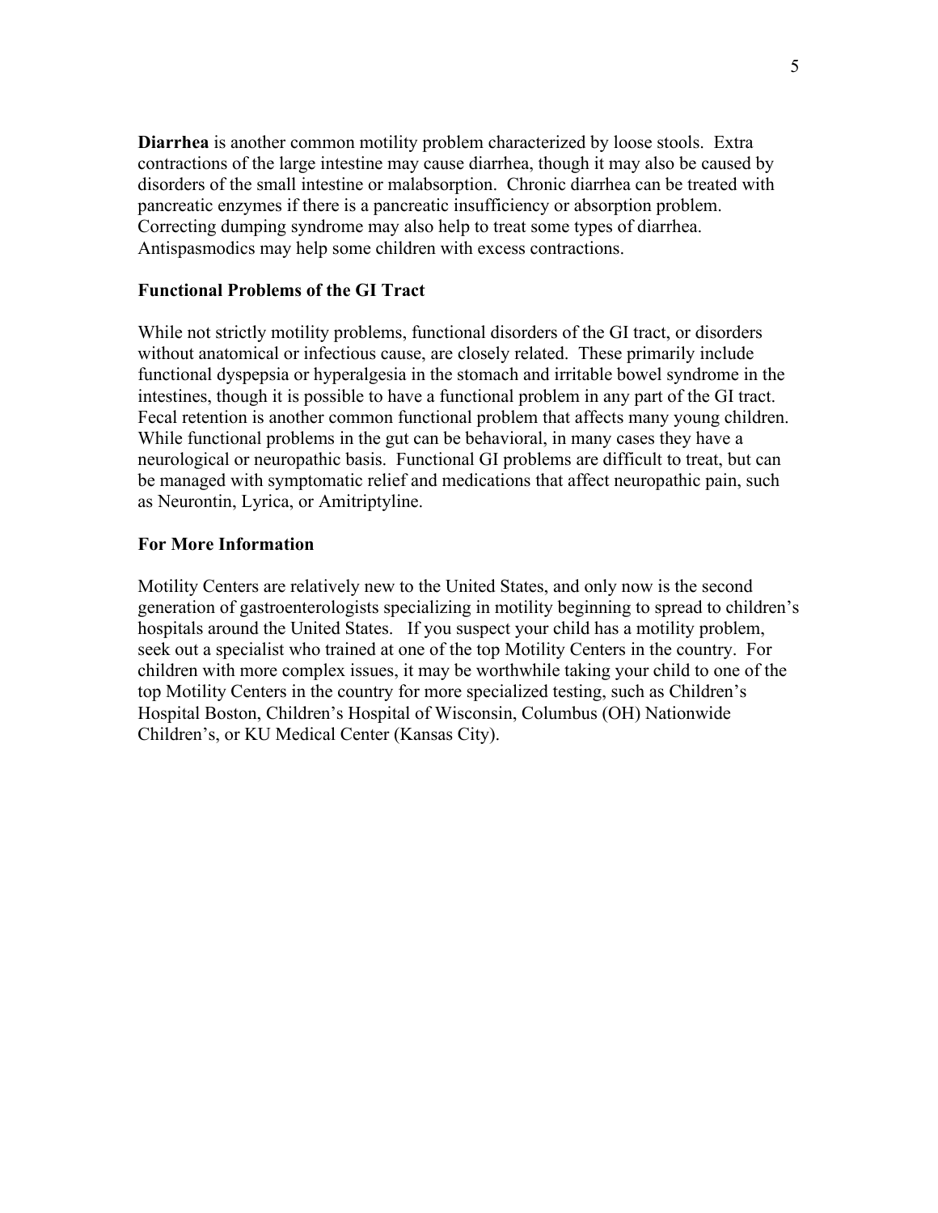**Diarrhea** is another common motility problem characterized by loose stools. Extra contractions of the large intestine may cause diarrhea, though it may also be caused by disorders of the small intestine or malabsorption. Chronic diarrhea can be treated with pancreatic enzymes if there is a pancreatic insufficiency or absorption problem. Correcting dumping syndrome may also help to treat some types of diarrhea. Antispasmodics may help some children with excess contractions.

### Functional Problems of the GI Tract

While not strictly motility problems, functional disorders of the GI tract, or disorders without anatomical or infectious cause, are closely related. These primarily include functional dyspepsia or hyperalgesia in the stomach and irritable bowel syndrome in the intestines, though it is possible to have a functional problem in any part of the GI tract. Fecal retention is another common functional problem that affects many young children. While functional problems in the gut can be behavioral, in many cases they have a neurological or neuropathic basis. Functional GI problems are difficult to treat, but can be managed with symptomatic relief and medications that affect neuropathic pain, such as Neurontin, Lyrica, or Amitriptyline.

### For More Information

Motility Centers are relatively new to the United States, and only now is the second generation of gastroenterologists specializing in motility beginning to spread to children's hospitals around the United States. If you suspect your child has a motility problem, seek out a specialist who trained at one of the top Motility Centers in the country. For children with more complex issues, it may be worthwhile taking your child to one of the top Motility Centers in the country for more specialized testing, such as Children's Hospital Boston, Children's Hospital of Wisconsin, Columbus (OH) Nationwide Children's, or KU Medical Center (Kansas City).